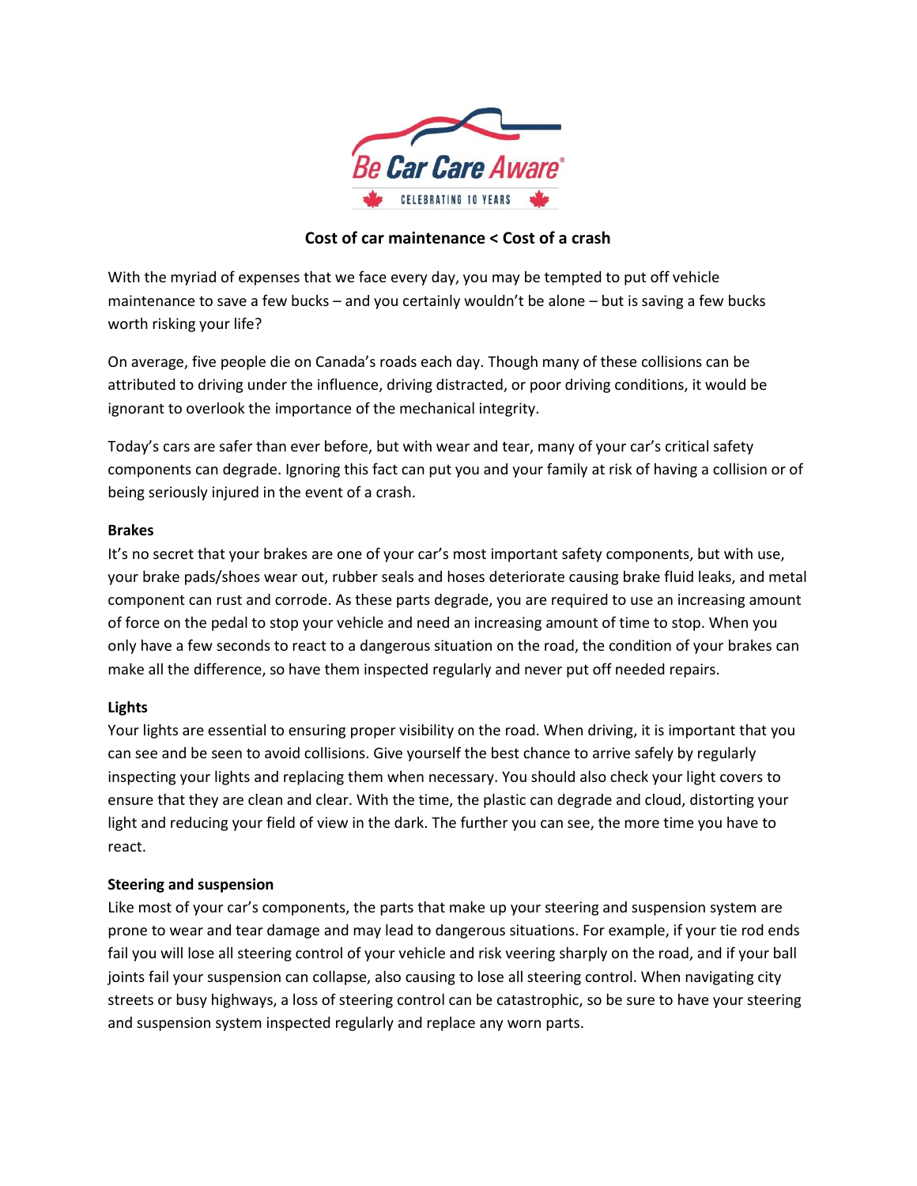# Cost of car maintenance < Cost of a crash

With the myriad of expenses that we face every day, you may be tempted to put off vehicle maintenance to save a few bucks – and you certainly wouldn't be alone – but is saving a few bucks worth risking your life?

On average, five people die on Canada's roads each day. Though many of these collisions can be attributed to driving under the influence, driving distracted, or poor driving conditions, it would be ignorant to overlook the importance of the mechanical integrity.

Today's cars are safer than ever before, but with wear and tear, many of your car's critical safety components can degrade. Ignoring this fact can put you and your family at risk of having a collision or of being seriously injured in the event of a crash.

**Brakes**

It's no secret that your brakes are one of your car's most important safety components, but with use, your brake pads/shoes wear out, rubber seals and hoses deteriorate causing brake fluid leaks, and metal component can rust and corrode. As these parts degrade, you are required to use an increasing amount of force on the pedal to stop your vehicle and need an increasing amount of time to stop. When you only have a few seconds to react to a dangerous situation on the road, the condition of your brakes can make all the difference, so have them inspected regularly and never put off needed repairs.

**Lights**

Your lights are essential to ensuring proper visibility on the road. When driving, it is important that you can see and be seen to avoid collisions. Give yourself the best chance to arrive safely by regularly inspecting your lights and replacing them when necessary. You should also check your light covers to ensure that they are clean and clear. With the time, the plastic can degrade and cloud, distorting your light and reducing your field of view in the dark. The further you can see, the more time you have to react.

**Steering and suspension**

Like most of your car's components, the parts that make up your steering and suspension system are prone to wear and tear damage and may lead to dangerous situations. For example, if your tie rod ends fail you will lose all steering control of your vehicle and risk veering sharply on the road, and if your ball joints fail your suspension can collapse, also causing to lose all steering control. When navigating city streets or busy highways, a loss of steering control can be catastrophic, so be sure to have your steering and suspension system inspected regularly and replace any worn parts.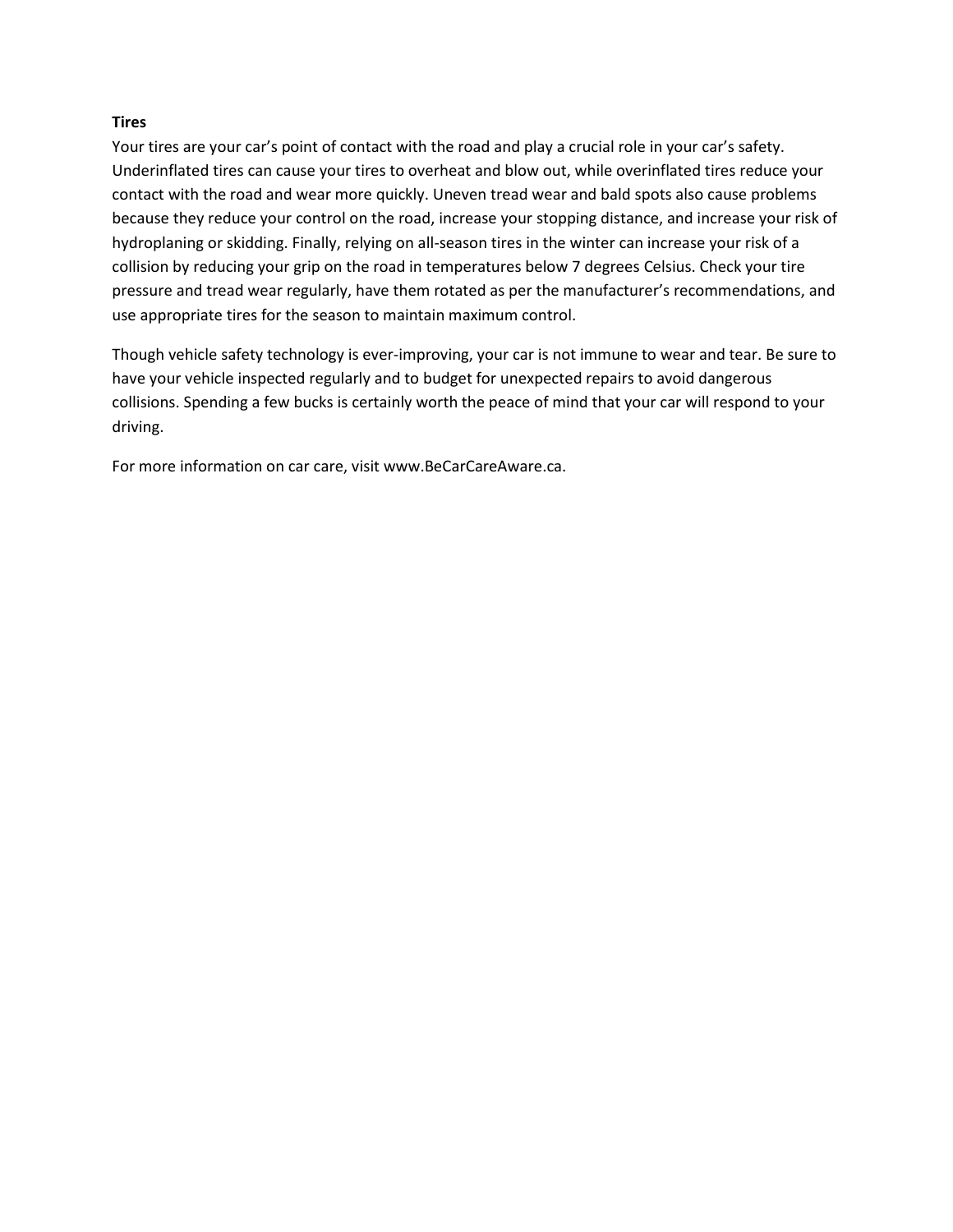**Tires**

Your tires are your car's point of contact with the road and play a crucial role in your car's safety. Underinflated tires can cause your tires to overheat and blow out, while overinflated tires reduce your contact with the road and wear more quickly. Uneven tread wear and bald spots also cause problems because they reduce your control on the road, increase your stopping distance, and increase your risk of hydroplaning or skidding. Finally, relying on all-season tires in the winter can increase your risk of a collision by reducing your grip on the road in temperatures below 7 degrees Celsius. Check your tire pressure and tread wear regularly, have them rotated as per the manufacturer's recommendations, and use appropriate tires for the season to maintain maximum control.

Though vehicle safety technology is ever-improving, your car is not immune to wear and tear. Be sure to have your vehicle inspected regularly and to budget for unexpected repairs to avoid dangerous collisions. Spending a few bucks is certainly worth the peace of mind that your car will respond to your driving.

For more information on car care, visit www.BeCarCareAware.ca.